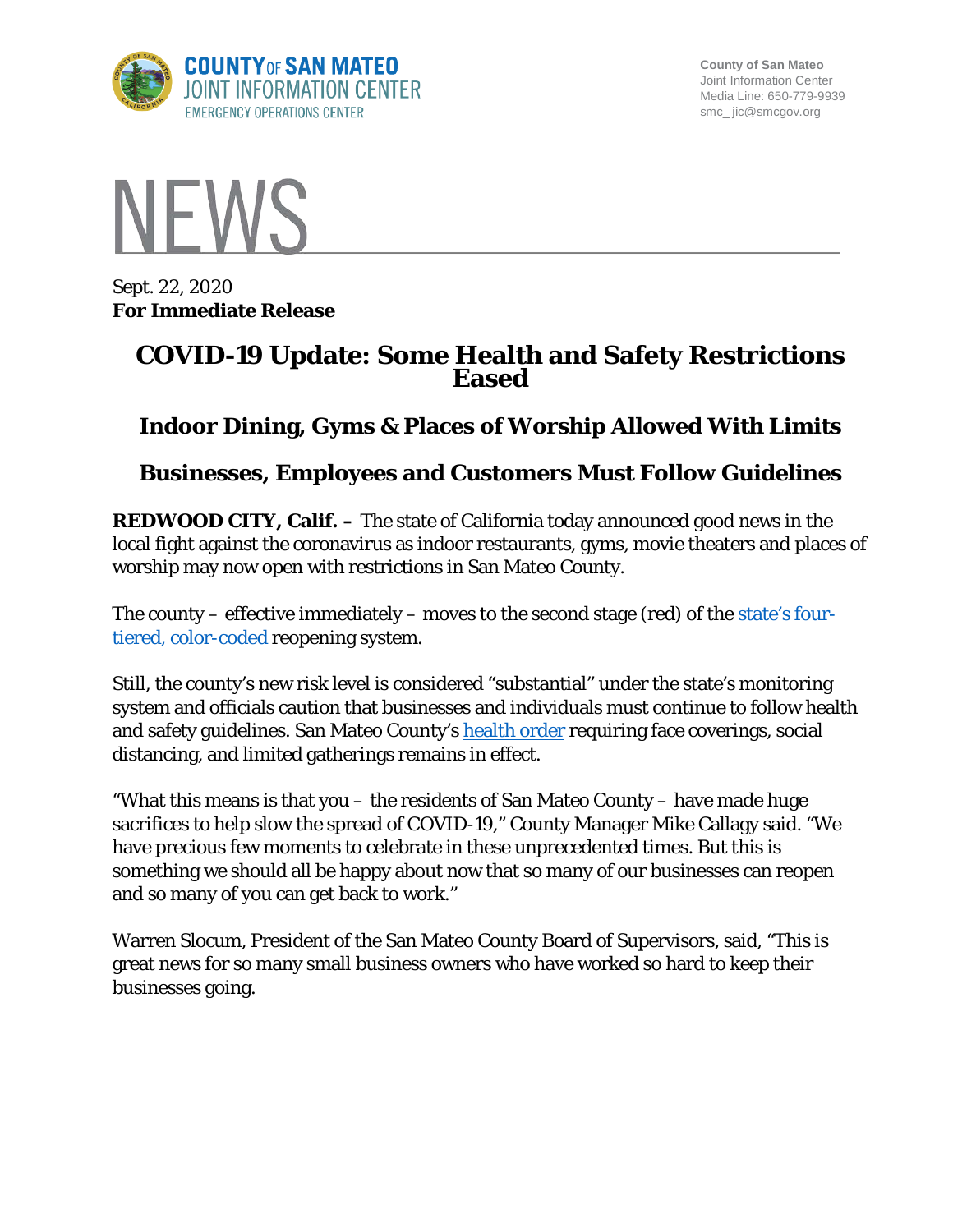County of San Mateo
Joint Information Center
Media Line: 650-779-9939
smc_ jic@smcgov.org

# NEWS

Sept. 22, 2020
**For Immediate Release**

# COVID-19 Update: Some Health and Safety Restrictions Eased

## Indoor Dining, Gyms & Places of Worship Allowed With Limits

## Businesses, Employees and Customers Must Follow Guidelines

**REDWOOD CITY, Calif. –** The state of California today announced good news in the local fight against the coronavirus as indoor restaurants, gyms, movie theaters and places of worship may now open with restrictions in San Mateo County.

The county – effective immediately – moves to the second stage (red) of the [state's four-tiered, color-coded] reopening system.

Still, the county's new risk level is considered "substantial" under the state's monitoring system and officials caution that businesses and individuals must continue to follow health and safety guidelines. San Mateo County's [health order] requiring face coverings, social distancing, and limited gatherings remains in effect.

"What this means is that you – the residents of San Mateo County – have made huge sacrifices to help slow the spread of COVID-19," County Manager Mike Callagy said. "We have precious few moments to celebrate in these unprecedented times. But this is something we should all be happy about now that so many of our businesses can reopen and so many of you can get back to work."

Warren Slocum, President of the San Mateo County Board of Supervisors, said, "This is great news for so many small business owners who have worked so hard to keep their businesses going.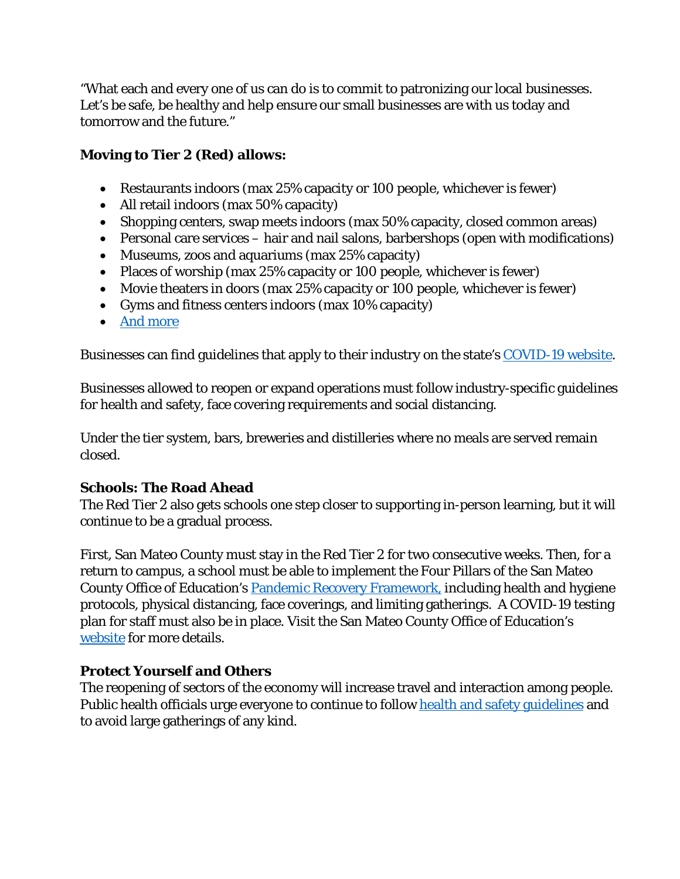"What each and every one of us can do is to commit to patronizing our local businesses. Let's be safe, be healthy and help ensure our small businesses are with us today and tomorrow and the future."

**Moving to Tier 2 (Red) allows:**

- Restaurants indoors (max 25% capacity or 100 people, whichever is fewer)
- All retail indoors (max 50% capacity)
- Shopping centers, swap meets indoors (max 50% capacity, closed common areas)
- Personal care services – hair and nail salons, barbershops (open with modifications)
- Museums, zoos and aquariums (max 25% capacity)
- Places of worship (max 25% capacity or 100 people, whichever is fewer)
- Movie theaters in doors (max 25% capacity or 100 people, whichever is fewer)
- Gyms and fitness centers indoors (max 10% capacity)
- And more

Businesses can find guidelines that apply to their industry on the state's COVID-19 website.

Businesses allowed to reopen or expand operations must follow industry-specific guidelines for health and safety, face covering requirements and social distancing.

Under the tier system, bars, breweries and distilleries where no meals are served remain closed.

**Schools: The Road Ahead**

The Red Tier 2 also gets schools one step closer to supporting in-person learning, but it will continue to be a gradual process.

First, San Mateo County must stay in the Red Tier 2 for two consecutive weeks. Then, for a return to campus, a school must be able to implement the Four Pillars of the San Mateo County Office of Education's Pandemic Recovery Framework, including health and hygiene protocols, physical distancing, face coverings, and limiting gatherings. A COVID-19 testing plan for staff must also be in place. Visit the San Mateo County Office of Education's website for more details.

**Protect Yourself and Others**

The reopening of sectors of the economy will increase travel and interaction among people. Public health officials urge everyone to continue to follow health and safety guidelines and to avoid large gatherings of any kind.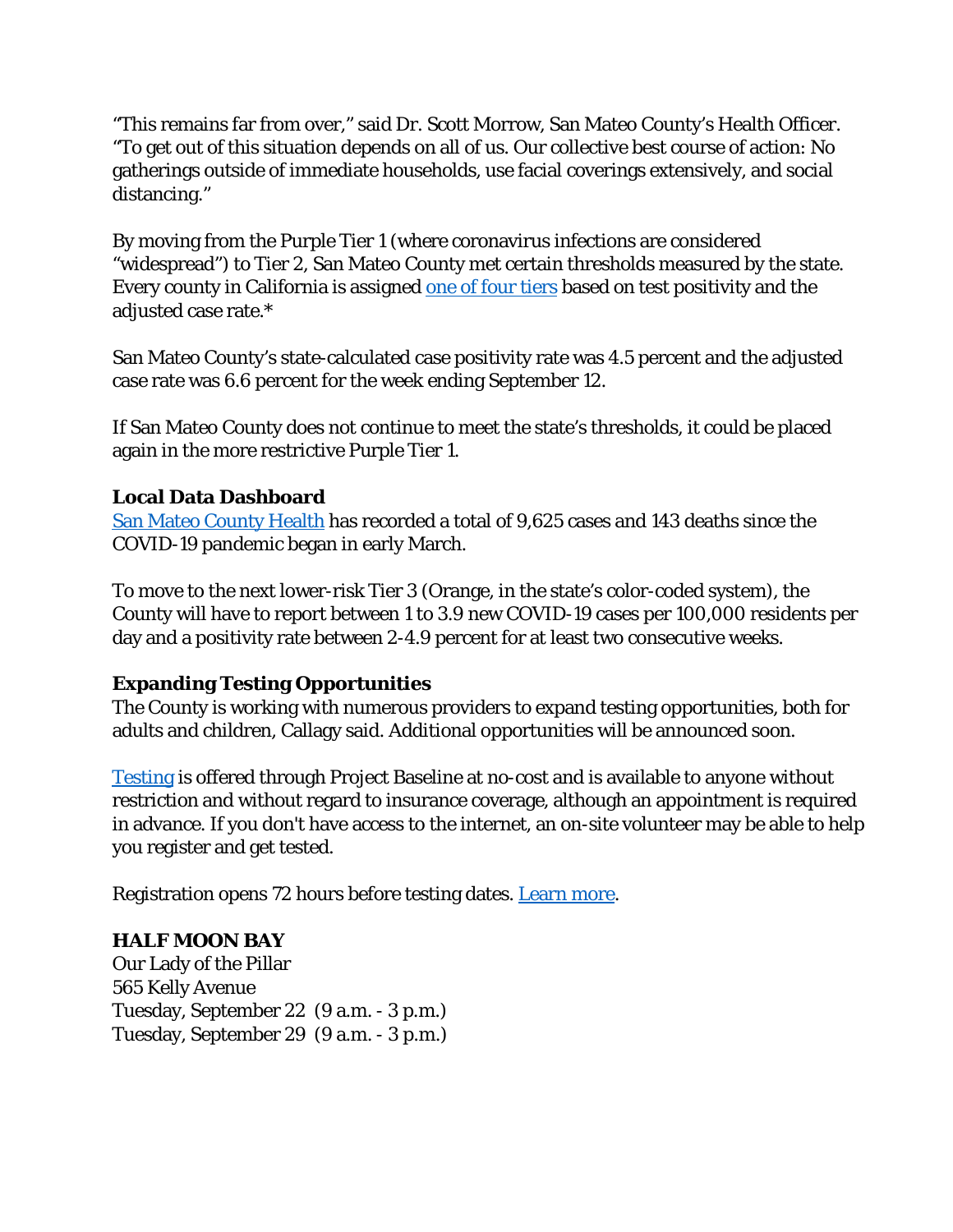"This remains far from over," said Dr. Scott Morrow, San Mateo County's Health Officer. "To get out of this situation depends on all of us. Our collective best course of action: No gatherings outside of immediate households, use facial coverings extensively, and social distancing."

By moving from the Purple Tier 1 (where coronavirus infections are considered "widespread") to Tier 2, San Mateo County met certain thresholds measured by the state. Every county in California is assigned one of four tiers based on test positivity and the adjusted case rate.*

San Mateo County's state-calculated case positivity rate was 4.5 percent and the adjusted case rate was 6.6 percent for the week ending September 12.

If San Mateo County does not continue to meet the state's thresholds, it could be placed again in the more restrictive Purple Tier 1.

**Local Data Dashboard**

San Mateo County Health has recorded a total of 9,625 cases and 143 deaths since the COVID-19 pandemic began in early March.

To move to the next lower-risk Tier 3 (Orange, in the state's color-coded system), the County will have to report between 1 to 3.9 new COVID-19 cases per 100,000 residents per day and a positivity rate between 2-4.9 percent for at least two consecutive weeks.

**Expanding Testing Opportunities**

The County is working with numerous providers to expand testing opportunities, both for adults and children, Callagy said. Additional opportunities will be announced soon.

Testing is offered through Project Baseline at no-cost and is available to anyone without restriction and without regard to insurance coverage, although an appointment is required in advance. If you don't have access to the internet, an on-site volunteer may be able to help you register and get tested.

Registration opens 72 hours before testing dates. Learn more.

**HALF MOON BAY**

Our Lady of the Pillar
565 Kelly Avenue
Tuesday, September 22 (9 a.m. - 3 p.m.)
Tuesday, September 29 (9 a.m. - 3 p.m.)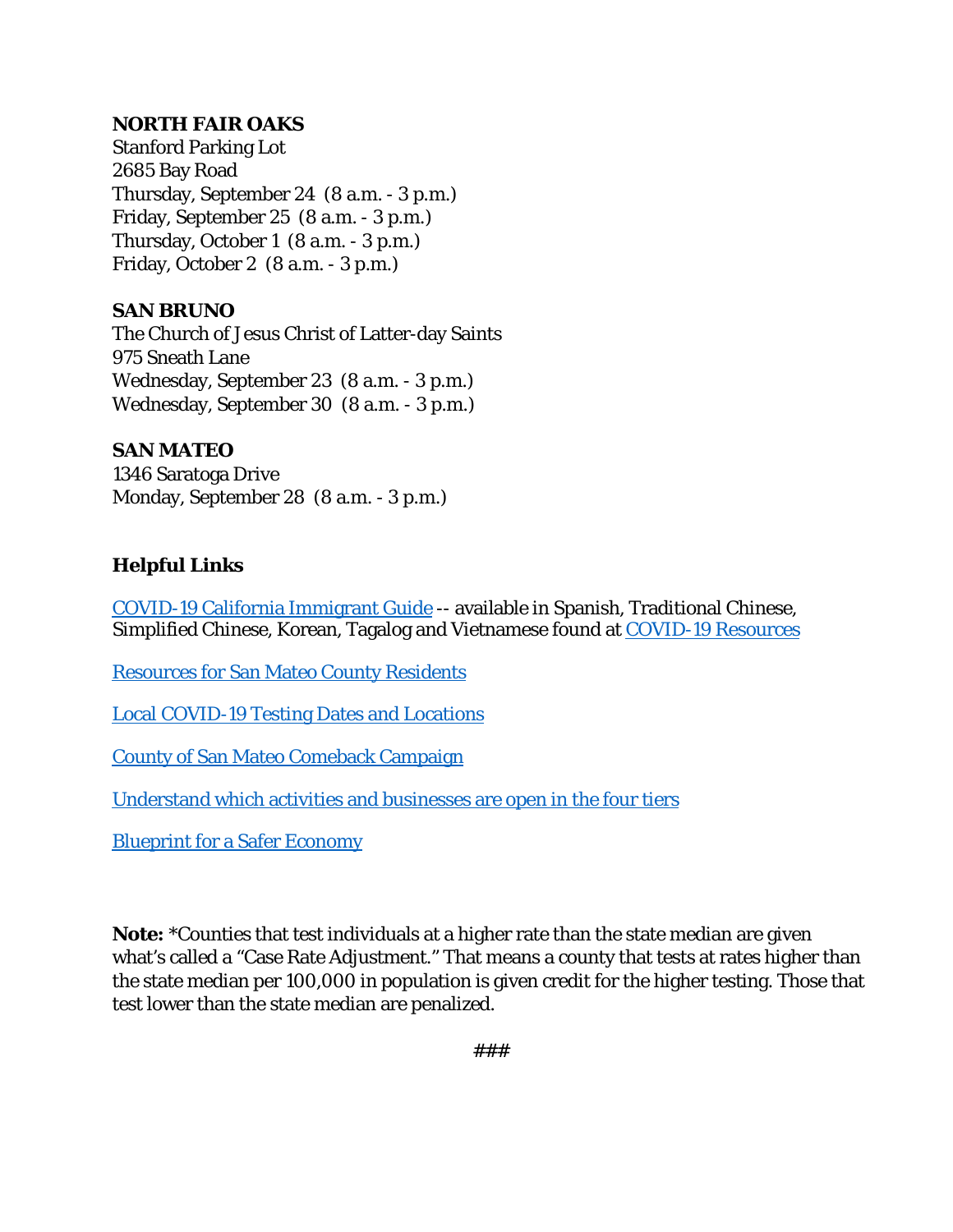**NORTH FAIR OAKS**
Stanford Parking Lot
2685 Bay Road
Thursday, September 24 (8 a.m. - 3 p.m.)
Friday, September 25 (8 a.m. - 3 p.m.)
Thursday, October 1 (8 a.m. - 3 p.m.)
Friday, October 2 (8 a.m. - 3 p.m.)

**SAN BRUNO**
The Church of Jesus Christ of Latter-day Saints
975 Sneath Lane
Wednesday, September 23 (8 a.m. - 3 p.m.)
Wednesday, September 30 (8 a.m. - 3 p.m.)

**SAN MATEO**
1346 Saratoga Drive
Monday, September 28 (8 a.m. - 3 p.m.)

**Helpful Links**

COVID-19 California Immigrant Guide -- available in Spanish, Traditional Chinese, Simplified Chinese, Korean, Tagalog and Vietnamese found at COVID-19 Resources

Resources for San Mateo County Residents

Local COVID-19 Testing Dates and Locations

County of San Mateo Comeback Campaign

Understand which activities and businesses are open in the four tiers

Blueprint for a Safer Economy

**Note:** *Counties that test individuals at a higher rate than the state median are given what's called a "Case Rate Adjustment." That means a county that tests at rates higher than the state median per 100,000 in population is given credit for the higher testing. Those that test lower than the state median are penalized.

###